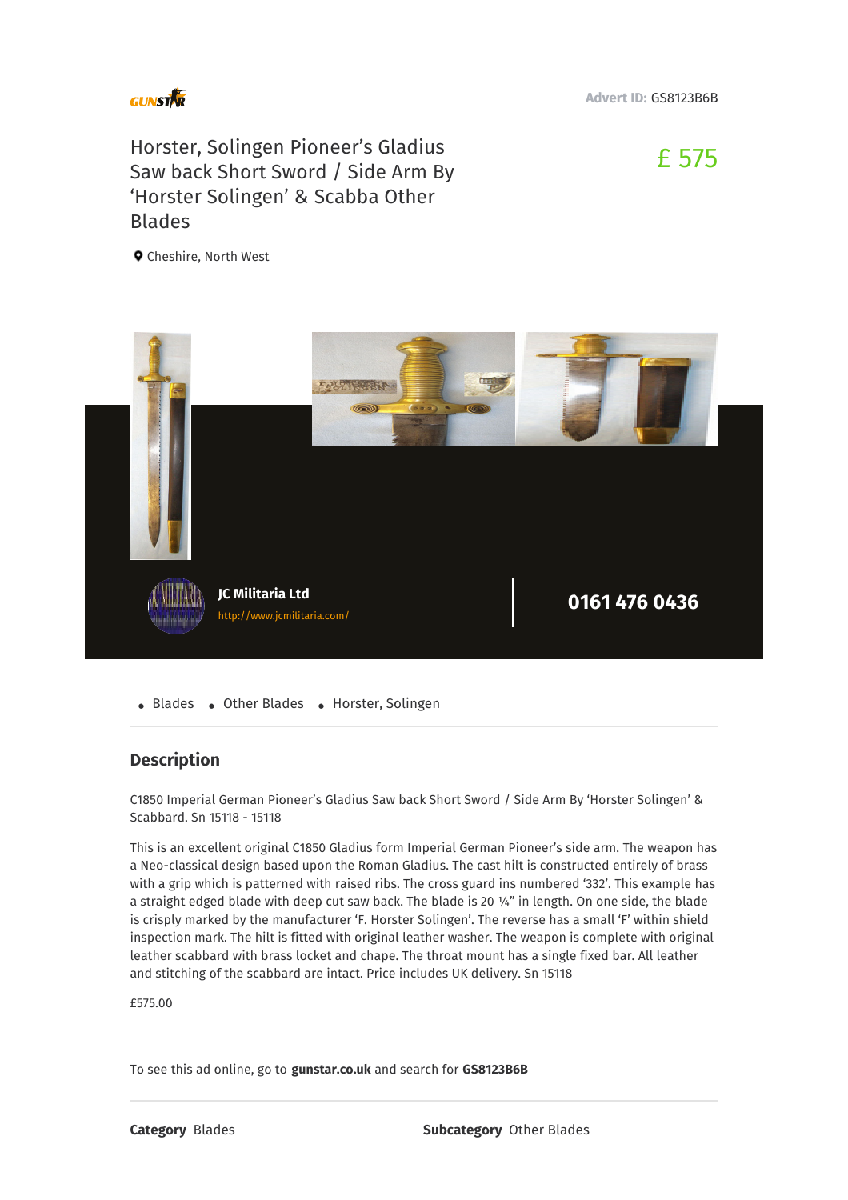GUNSTAR

Advert ID: GS8123B6B

# Horster, Solingen Pioneer's Gladius Saw back Short Sword / Side Arm By 'Horster Solingen' & Scabba Other Blades

£ 575

Cheshire, North West

JC Militaria Ltd
http://www.jcmilitaria.com/

0161 476 0436

- Blades
- Other Blades
- Horster, Solingen

## Description

C1850 Imperial German Pioneer's Gladius Saw back Short Sword / Side Arm By 'Horster Solingen' & Scabbard. Sn 15118 - 15118

This is an excellent original C1850 Gladius form Imperial German Pioneer's side arm. The weapon has a Neo-classical design based upon the Roman Gladius. The cast hilt is constructed entirely of brass with a grip which is patterned with raised ribs. The cross guard ins numbered '332'. This example has a straight edged blade with deep cut saw back. The blade is 20 ¼" in length. On one side, the blade is crisply marked by the manufacturer 'F. Horster Solingen'. The reverse has a small 'F' within shield inspection mark. The hilt is fitted with original leather washer. The weapon is complete with original leather scabbard with brass locket and chape. The throat mount has a single fixed bar. All leather and stitching of the scabbard are intact. Price includes UK delivery. Sn 15118

£575.00

To see this ad online, go to **gunstar.co.uk** and search for **GS8123B6B**

**Category** Blades

**Subcategory** Other Blades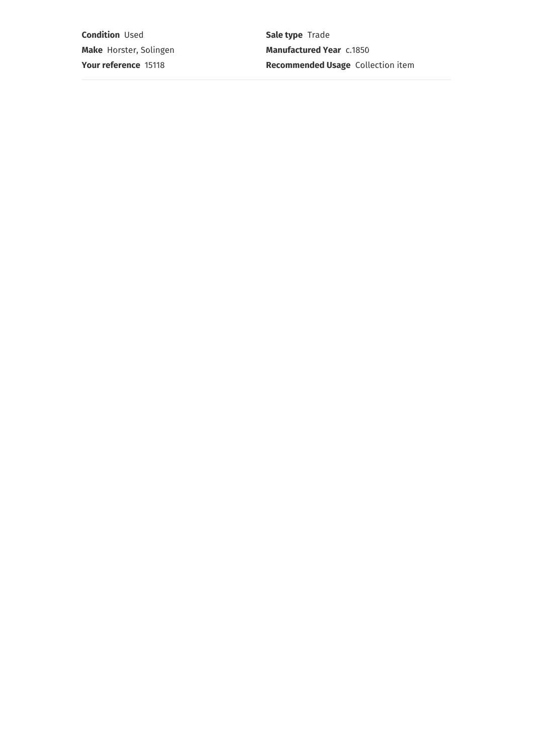**Condition** Used

**Make** Horster, Solingen

**Your reference** 15118

**Sale type** Trade

**Manufactured Year** c.1850

**Recommended Usage** Collection item